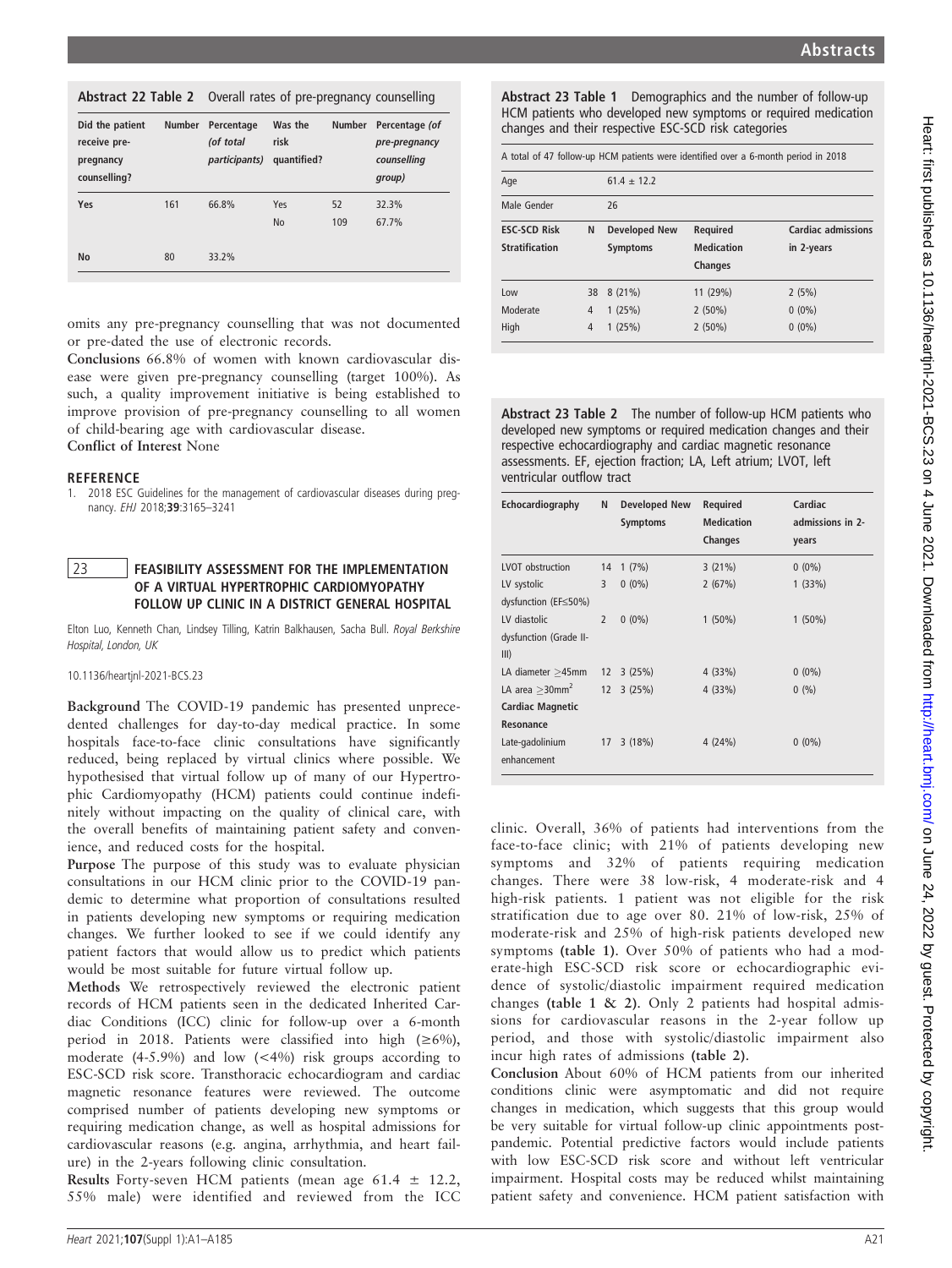**Abstract 22 Table 2** Overall rates of pre-pregnancy counselling

| Did the patient receive pre-pregnancy counselling? | Number | Percentage *(of total participants)* | Was the risk quantified? | Number | Percentage *(of pre-pregnancy counselling group)* |
|---|---|---|---|---|---|
| Yes | 161 | 66.8% | Yes | 52 | 32.3% |
| | | | No | 109 | 67.7% |
| No | 80 | 33.2% | | | |

omits any pre-pregnancy counselling that was not documented or pre-dated the use of electronic records.

**Conclusions** 66.8% of women with known cardiovascular disease were given pre-pregnancy counselling (target 100%). As such, a quality improvement initiative is being established to improve provision of pre-pregnancy counselling to all women of child-bearing age with cardiovascular disease.

**Conflict of Interest** None

### REFERENCE

1. 2018 ESC Guidelines for the management of cardiovascular diseases during pregnancy. *EHJ* 2018;**39**:3165–3241

## 23 FEASIBILITY ASSESSMENT FOR THE IMPLEMENTATION OF A VIRTUAL HYPERTROPHIC CARDIOMYOPATHY FOLLOW UP CLINIC IN A DISTRICT GENERAL HOSPITAL

Elton Luo, Kenneth Chan, Lindsey Tilling, Katrin Balkhausen, Sacha Bull. *Royal Berkshire Hospital, London, UK*

10.1136/heartjnl-2021-BCS.23

**Background** The COVID-19 pandemic has presented unprecedented challenges for day-to-day medical practice. In some hospitals face-to-face clinic consultations have significantly reduced, being replaced by virtual clinics where possible. We hypothesised that virtual follow up of many of our Hypertrophic Cardiomyopathy (HCM) patients could continue indefinitely without impacting on the quality of clinical care, with the overall benefits of maintaining patient safety and convenience, and reduced costs for the hospital.

**Purpose** The purpose of this study was to evaluate physician consultations in our HCM clinic prior to the COVID-19 pandemic to determine what proportion of consultations resulted in patients developing new symptoms or requiring medication changes. We further looked to see if we could identify any patient factors that would allow us to predict which patients would be most suitable for future virtual follow up.

**Methods** We retrospectively reviewed the electronic patient records of HCM patients seen in the dedicated Inherited Cardiac Conditions (ICC) clinic for follow-up over a 6-month period in 2018. Patients were classified into high (≥6%), moderate (4-5.9%) and low (<4%) risk groups according to ESC-SCD risk score. Transthoracic echocardiogram and cardiac magnetic resonance features were reviewed. The outcome comprised number of patients developing new symptoms or requiring medication change, as well as hospital admissions for cardiovascular reasons (e.g. angina, arrhythmia, and heart failure) in the 2-years following clinic consultation.

**Results** Forty-seven HCM patients (mean age 61.4 ± 12.2, 55% male) were identified and reviewed from the ICC clinic. Overall, 36% of patients had interventions from the face-to-face clinic; with 21% of patients developing new symptoms and 32% of patients requiring medication changes. There were 38 low-risk, 4 moderate-risk and 4 high-risk patients. 1 patient was not eligible for the risk stratification due to age over 80. 21% of low-risk, 25% of moderate-risk and 25% of high-risk patients developed new symptoms **(table 1)**. Over 50% of patients who had a moderate-high ESC-SCD risk score or echocardiographic evidence of systolic/diastolic impairment required medication changes **(table 1 & 2)**. Only 2 patients had hospital admissions for cardiovascular reasons in the 2-year follow up period, and those with systolic/diastolic impairment also incur high rates of admissions **(table 2)**.

**Abstract 23 Table 1** Demographics and the number of follow-up HCM patients who developed new symptoms or required medication changes and their respective ESC-SCD risk categories

A total of 47 follow-up HCM patients were identified over a 6-month period in 2018

| Age | 61.4 ± 12.2 | | | |
|---|---|---|---|---|
| Male Gender | 26 | | | |
| **ESC-SCD Risk Stratification** | **N** | **Developed New Symptoms** | **Required Medication Changes** | **Cardiac admissions in 2-years** |
| Low | 38 | 8 (21%) | 11 (29%) | 2 (5%) |
| Moderate | 4 | 1 (25%) | 2 (50%) | 0 (0%) |
| High | 4 | 1 (25%) | 2 (50%) | 0 (0%) |

**Abstract 23 Table 2** The number of follow-up HCM patients who developed new symptoms or required medication changes and their respective echocardiography and cardiac magnetic resonance assessments. EF, ejection fraction; LA, Left atrium; LVOT, left ventricular outflow tract

| Echocardiography | N | Developed New Symptoms | Required Medication Changes | Cardiac admissions in 2-years |
|---|---|---|---|---|
| LVOT obstruction | 14 | 1 (7%) | 3 (21%) | 0 (0%) |
| LV systolic dysfunction (EF≤50%) | 3 | 0 (0%) | 2 (67%) | 1 (33%) |
| LV diastolic dysfunction (Grade II-III) | 2 | 0 (0%) | 1 (50%) | 1 (50%) |
| LA diameter ≥45mm | 12 | 3 (25%) | 4 (33%) | 0 (0%) |
| LA area ≥30mm$^2$ | 12 | 3 (25%) | 4 (33%) | 0 (%) |
| **Cardiac Magnetic Resonance** | | | | |
| Late-gadolinium enhancement | 17 | 3 (18%) | 4 (24%) | 0 (0%) |

**Conclusion** About 60% of HCM patients from our inherited conditions clinic were asymptomatic and did not require changes in medication, which suggests that this group would be very suitable for virtual follow-up clinic appointments post-pandemic. Potential predictive factors would include patients with low ESC-SCD risk score and without left ventricular impairment. Hospital costs may be reduced whilst maintaining patient safety and convenience. HCM patient satisfaction with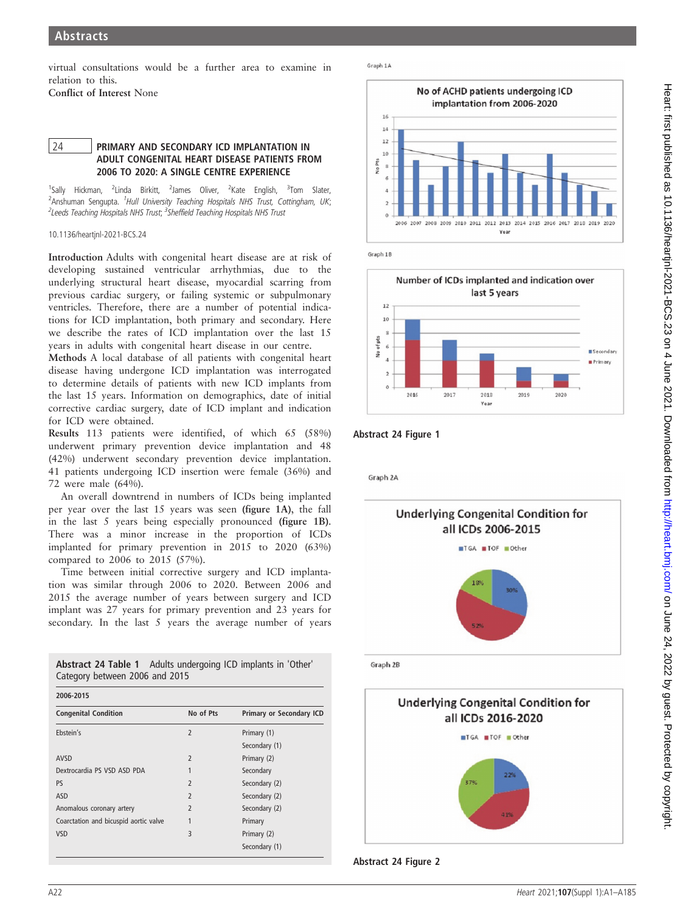virtual consultations would be a further area to examine in relation to this.

**Conflict of Interest** None

## 24 PRIMARY AND SECONDARY ICD IMPLANTATION IN ADULT CONGENITAL HEART DISEASE PATIENTS FROM 2006 TO 2020: A SINGLE CENTRE EXPERIENCE

[1]Sally Hickman, [2]Linda Birkitt, [2]James Oliver, [2]Kate English, [3]Tom Slater, [2]Anshuman Sengupta. [1]*Hull University Teaching Hospitals NHS Trust, Cottingham, UK*; [2]*Leeds Teaching Hospitals NHS Trust*; [3]*Sheffield Teaching Hospitals NHS Trust*

10.1136/heartjnl-2021-BCS.24

**Introduction** Adults with congenital heart disease are at risk of developing sustained ventricular arrhythmias, due to the underlying structural heart disease, myocardial scarring from previous cardiac surgery, or failing systemic or subpulmonary ventricles. Therefore, there are a number of potential indications for ICD implantation, both primary and secondary. Here we describe the rates of ICD implantation over the last 15 years in adults with congenital heart disease in our centre.

**Methods** A local database of all patients with congenital heart disease having undergone ICD implantation was interrogated to determine details of patients with new ICD implants from the last 15 years. Information on demographics, date of initial corrective cardiac surgery, date of ICD implant and indication for ICD were obtained.

**Results** 113 patients were identified, of which 65 (58%) underwent primary prevention device implantation and 48 (42%) underwent secondary prevention device implantation. 41 patients undergoing ICD insertion were female (36%) and 72 were male (64%).

An overall downtrend in numbers of ICDs being implanted per year over the last 15 years was seen **(figure 1A)**, the fall in the last 5 years being especially pronounced **(figure 1B)**. There was a minor increase in the proportion of ICDs implanted for primary prevention in 2015 to 2020 (63%) compared to 2006 to 2015 (57%).

Time between initial corrective surgery and ICD implantation was similar through 2006 to 2020. Between 2006 and 2015 the average number of years between surgery and ICD implant was 27 years for primary prevention and 23 years for secondary. In the last 5 years the average number of years

**Abstract 24 Table 1** Adults undergoing ICD implants in 'Other' Category between 2006 and 2015

| 2006-2015 | | |
|---|---|---|
| **Congenital Condition** | **No of Pts** | **Primary or Secondary ICD** |
| Ebstein's | 2 | Primary (1) |
| | | Secondary (1) |
| AVSD | 2 | Primary (2) |
| Dextrocardia PS VSD ASD PDA | 1 | Secondary |
| PS | 2 | Secondary (2) |
| ASD | 2 | Secondary (2) |
| Anomalous coronary artery | 2 | Secondary (2) |
| Coarctation and bicuspid aortic valve | 1 | Primary |
| VSD | 3 | Primary (2) |
| | | Secondary (1) |

Graph 1A

No of ACHD patients undergoing ICD implantation from 2006-2020

No Pts

Year

2006 2007 2008 2009 2010 2011 2012 2013 2014 2015 2016 2017 2018 2019 2020

Graph 1B

Number of ICDs implanted and indication over last 5 years

No of pts

Year

2016 2017 2018 2019 2020

Secondary

Primary

**Abstract 24 Figure 1**

Graph 2A

Underlying Congenital Condition for all ICDs 2006-2015

TGA TOF Other

30% 52% 18%

Graph 2B

Underlying Congenital Condition for all ICDs 2016-2020

TGA TOF Other

22% 41% 37%

**Abstract 24 Figure 2**